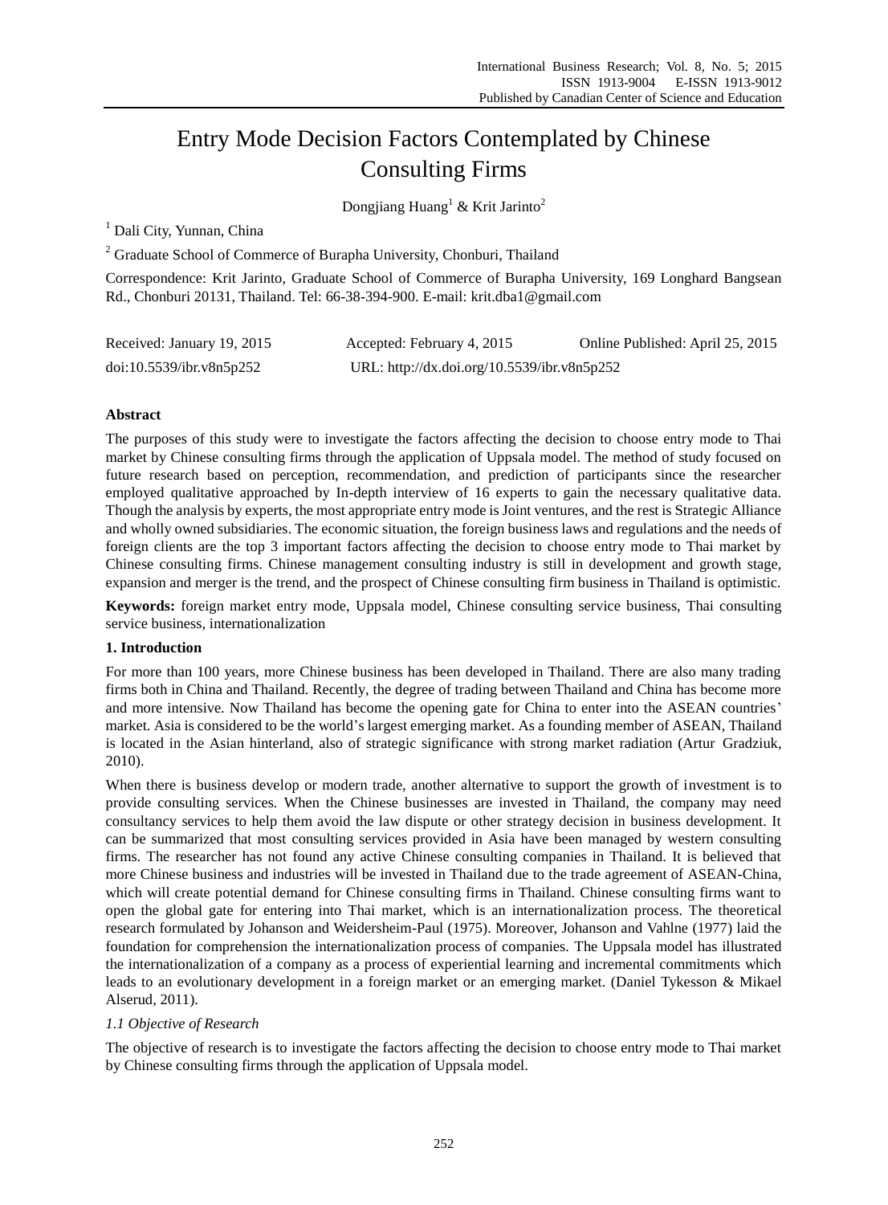# Entry Mode Decision Factors Contemplated by Chinese Consulting Firms

Dongjiang Huang[1] & Krit Jarinto[2]

[1] Dali City, Yunnan, China

[2] Graduate School of Commerce of Burapha University, Chonburi, Thailand

Correspondence: Krit Jarinto, Graduate School of Commerce of Burapha University, 169 Longhard Bangsean Rd., Chonburi 20131, Thailand. Tel: 66-38-394-900. E-mail: krit.dba1@gmail.com

Received: January 19, 2015    Accepted: February 4, 2015    Online Published: April 25, 2015

doi:10.5539/ibr.v8n5p252    URL: http://dx.doi.org/10.5539/ibr.v8n5p252

## Abstract

The purposes of this study were to investigate the factors affecting the decision to choose entry mode to Thai market by Chinese consulting firms through the application of Uppsala model. The method of study focused on future research based on perception, recommendation, and prediction of participants since the researcher employed qualitative approached by In-depth interview of 16 experts to gain the necessary qualitative data. Though the analysis by experts, the most appropriate entry mode is Joint ventures, and the rest is Strategic Alliance and wholly owned subsidiaries. The economic situation, the foreign business laws and regulations and the needs of foreign clients are the top 3 important factors affecting the decision to choose entry mode to Thai market by Chinese consulting firms. Chinese management consulting industry is still in development and growth stage, expansion and merger is the trend, and the prospect of Chinese consulting firm business in Thailand is optimistic.

**Keywords:** foreign market entry mode, Uppsala model, Chinese consulting service business, Thai consulting service business, internationalization

## 1. Introduction

For more than 100 years, more Chinese business has been developed in Thailand. There are also many trading firms both in China and Thailand. Recently, the degree of trading between Thailand and China has become more and more intensive. Now Thailand has become the opening gate for China to enter into the ASEAN countries' market. Asia is considered to be the world's largest emerging market. As a founding member of ASEAN, Thailand is located in the Asian hinterland, also of strategic significance with strong market radiation (Artur Gradziuk, 2010).

When there is business develop or modern trade, another alternative to support the growth of investment is to provide consulting services. When the Chinese businesses are invested in Thailand, the company may need consultancy services to help them avoid the law dispute or other strategy decision in business development. It can be summarized that most consulting services provided in Asia have been managed by western consulting firms. The researcher has not found any active Chinese consulting companies in Thailand. It is believed that more Chinese business and industries will be invested in Thailand due to the trade agreement of ASEAN-China, which will create potential demand for Chinese consulting firms in Thailand. Chinese consulting firms want to open the global gate for entering into Thai market, which is an internationalization process. The theoretical research formulated by Johanson and Weidersheim-Paul (1975). Moreover, Johanson and Vahlne (1977) laid the foundation for comprehension the internationalization process of companies. The Uppsala model has illustrated the internationalization of a company as a process of experiential learning and incremental commitments which leads to an evolutionary development in a foreign market or an emerging market. (Daniel Tykesson & Mikael Alserud, 2011).

### *1.1 Objective of Research*

The objective of research is to investigate the factors affecting the decision to choose entry mode to Thai market by Chinese consulting firms through the application of Uppsala model.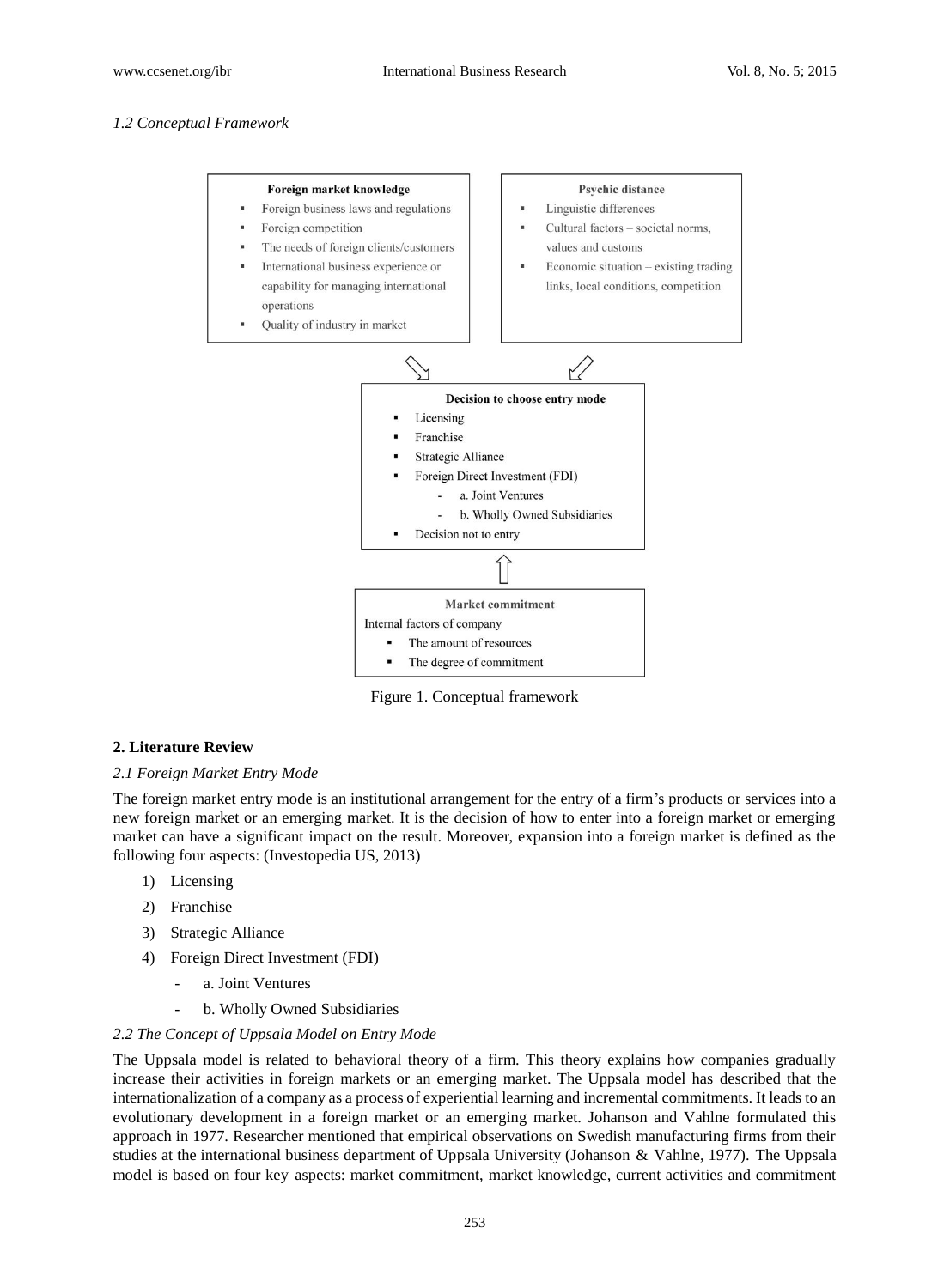*1.2 Conceptual Framework*

**Foreign market knowledge**

- Foreign business laws and regulations
- Foreign competition
- The needs of foreign clients/customers
- International business experience or capability for managing international operations
- Quality of industry in market

**Psychic distance**

- Linguistic differences
- Cultural factors – societal norms, values and customs
- Economic situation – existing trading links, local conditions, competition

**Decision to choose entry mode**

- Licensing
- Franchise
- Strategic Alliance
- Foreign Direct Investment (FDI)
  - a. Joint Ventures
  - b. Wholly Owned Subsidiaries
- Decision not to entry

**Market commitment**

Internal factors of company

- The amount of resources
- The degree of commitment

Figure 1. Conceptual framework

## 2. Literature Review

### *2.1 Foreign Market Entry Mode*

The foreign market entry mode is an institutional arrangement for the entry of a firm's products or services into a new foreign market or an emerging market. It is the decision of how to enter into a foreign market or emerging market can have a significant impact on the result. Moreover, expansion into a foreign market is defined as the following four aspects: (Investopedia US, 2013)

1) Licensing
2) Franchise
3) Strategic Alliance
4) Foreign Direct Investment (FDI)
   - a. Joint Ventures
   - b. Wholly Owned Subsidiaries

### *2.2 The Concept of Uppsala Model on Entry Mode*

The Uppsala model is related to behavioral theory of a firm. This theory explains how companies gradually increase their activities in foreign markets or an emerging market. The Uppsala model has described that the internationalization of a company as a process of experiential learning and incremental commitments. It leads to an evolutionary development in a foreign market or an emerging market. Johanson and Vahlne formulated this approach in 1977. Researcher mentioned that empirical observations on Swedish manufacturing firms from their studies at the international business department of Uppsala University (Johanson & Vahlne, 1977). The Uppsala model is based on four key aspects: market commitment, market knowledge, current activities and commitment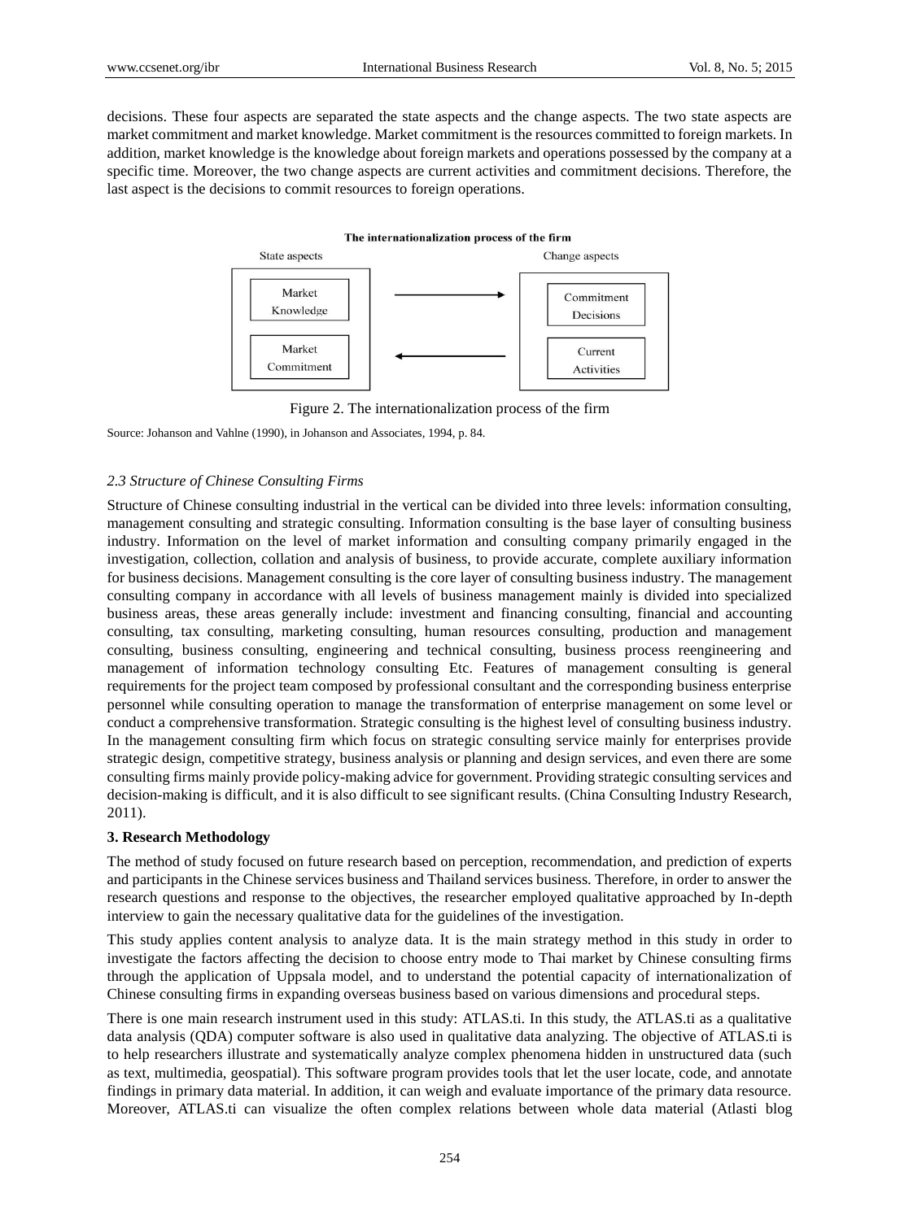decisions. These four aspects are separated the state aspects and the change aspects. The two state aspects are market commitment and market knowledge. Market commitment is the resources committed to foreign markets. In addition, market knowledge is the knowledge about foreign markets and operations possessed by the company at a specific time. Moreover, the two change aspects are current activities and commitment decisions. Therefore, the last aspect is the decisions to commit resources to foreign operations.

**The internationalization process of the firm**

| State aspects | | Change aspects |
|---|---|---|
| Market Knowledge | → | Commitment Decisions |
| Market Commitment | ← | Current Activities |

Figure 2. The internationalization process of the firm

Source: Johanson and Vahlne (1990), in Johanson and Associates, 1994, p. 84.

### *2.3 Structure of Chinese Consulting Firms*

Structure of Chinese consulting industrial in the vertical can be divided into three levels: information consulting, management consulting and strategic consulting. Information consulting is the base layer of consulting business industry. Information on the level of market information and consulting company primarily engaged in the investigation, collection, collation and analysis of business, to provide accurate, complete auxiliary information for business decisions. Management consulting is the core layer of consulting business industry. The management consulting company in accordance with all levels of business management mainly is divided into specialized business areas, these areas generally include: investment and financing consulting, financial and accounting consulting, tax consulting, marketing consulting, human resources consulting, production and management consulting, business consulting, engineering and technical consulting, business process reengineering and management of information technology consulting Etc. Features of management consulting is general requirements for the project team composed by professional consultant and the corresponding business enterprise personnel while consulting operation to manage the transformation of enterprise management on some level or conduct a comprehensive transformation. Strategic consulting is the highest level of consulting business industry. In the management consulting firm which focus on strategic consulting service mainly for enterprises provide strategic design, competitive strategy, business analysis or planning and design services, and even there are some consulting firms mainly provide policy-making advice for government. Providing strategic consulting services and decision-making is difficult, and it is also difficult to see significant results. (China Consulting Industry Research, 2011).

## **3. Research Methodology**

The method of study focused on future research based on perception, recommendation, and prediction of experts and participants in the Chinese services business and Thailand services business. Therefore, in order to answer the research questions and response to the objectives, the researcher employed qualitative approached by In-depth interview to gain the necessary qualitative data for the guidelines of the investigation.

This study applies content analysis to analyze data. It is the main strategy method in this study in order to investigate the factors affecting the decision to choose entry mode to Thai market by Chinese consulting firms through the application of Uppsala model, and to understand the potential capacity of internationalization of Chinese consulting firms in expanding overseas business based on various dimensions and procedural steps.

There is one main research instrument used in this study: ATLAS.ti. In this study, the ATLAS.ti as a qualitative data analysis (QDA) computer software is also used in qualitative data analyzing. The objective of ATLAS.ti is to help researchers illustrate and systematically analyze complex phenomena hidden in unstructured data (such as text, multimedia, geospatial). This software program provides tools that let the user locate, code, and annotate findings in primary data material. In addition, it can weigh and evaluate importance of the primary data resource. Moreover, ATLAS.ti can visualize the often complex relations between whole data material (Atlasti blog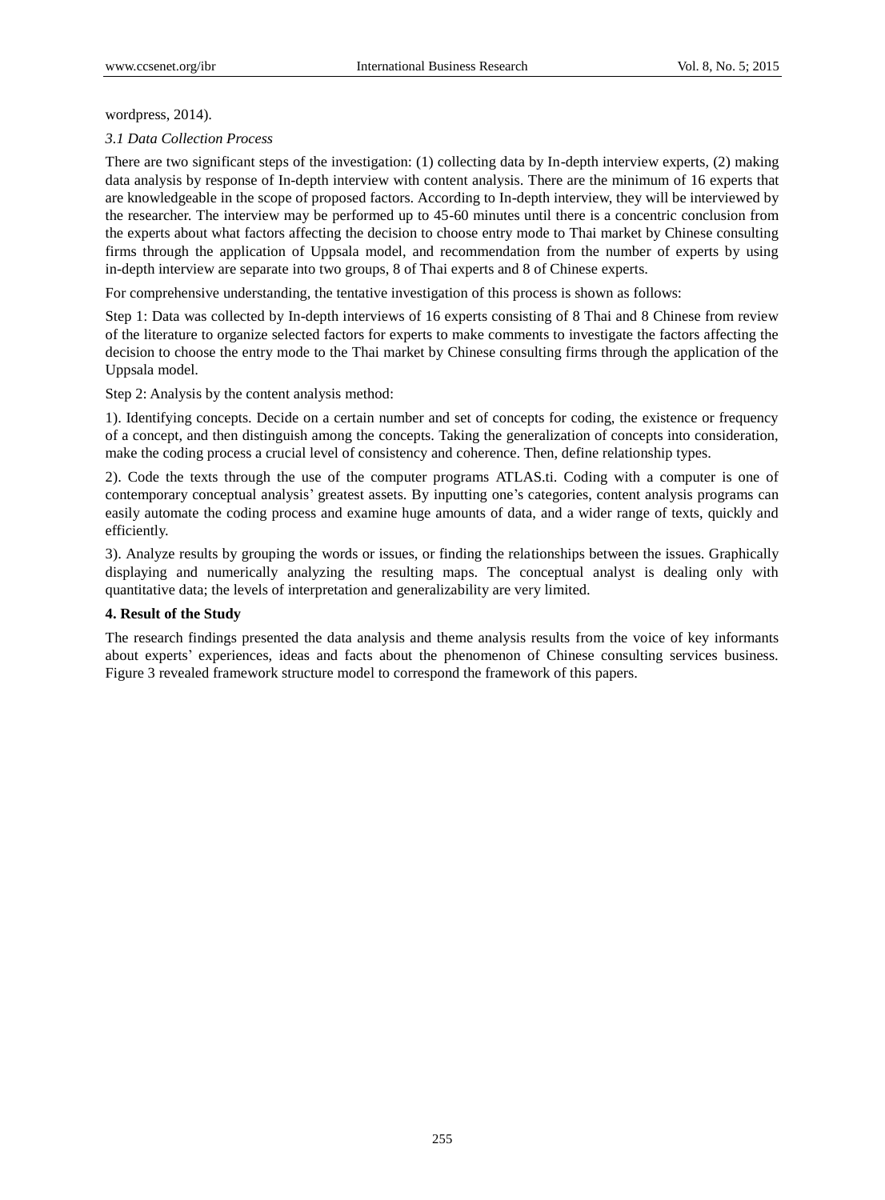wordpress, 2014).

### *3.1 Data Collection Process*

There are two significant steps of the investigation: (1) collecting data by In-depth interview experts, (2) making data analysis by response of In-depth interview with content analysis. There are the minimum of 16 experts that are knowledgeable in the scope of proposed factors. According to In-depth interview, they will be interviewed by the researcher. The interview may be performed up to 45-60 minutes until there is a concentric conclusion from the experts about what factors affecting the decision to choose entry mode to Thai market by Chinese consulting firms through the application of Uppsala model, and recommendation from the number of experts by using in-depth interview are separate into two groups, 8 of Thai experts and 8 of Chinese experts.

For comprehensive understanding, the tentative investigation of this process is shown as follows:

Step 1: Data was collected by In-depth interviews of 16 experts consisting of 8 Thai and 8 Chinese from review of the literature to organize selected factors for experts to make comments to investigate the factors affecting the decision to choose the entry mode to the Thai market by Chinese consulting firms through the application of the Uppsala model.

Step 2: Analysis by the content analysis method:

1). Identifying concepts. Decide on a certain number and set of concepts for coding, the existence or frequency of a concept, and then distinguish among the concepts. Taking the generalization of concepts into consideration, make the coding process a crucial level of consistency and coherence. Then, define relationship types.

2). Code the texts through the use of the computer programs ATLAS.ti. Coding with a computer is one of contemporary conceptual analysis' greatest assets. By inputting one's categories, content analysis programs can easily automate the coding process and examine huge amounts of data, and a wider range of texts, quickly and efficiently.

3). Analyze results by grouping the words or issues, or finding the relationships between the issues. Graphically displaying and numerically analyzing the resulting maps. The conceptual analyst is dealing only with quantitative data; the levels of interpretation and generalizability are very limited.

## **4. Result of the Study**

The research findings presented the data analysis and theme analysis results from the voice of key informants about experts' experiences, ideas and facts about the phenomenon of Chinese consulting services business. Figure 3 revealed framework structure model to correspond the framework of this papers.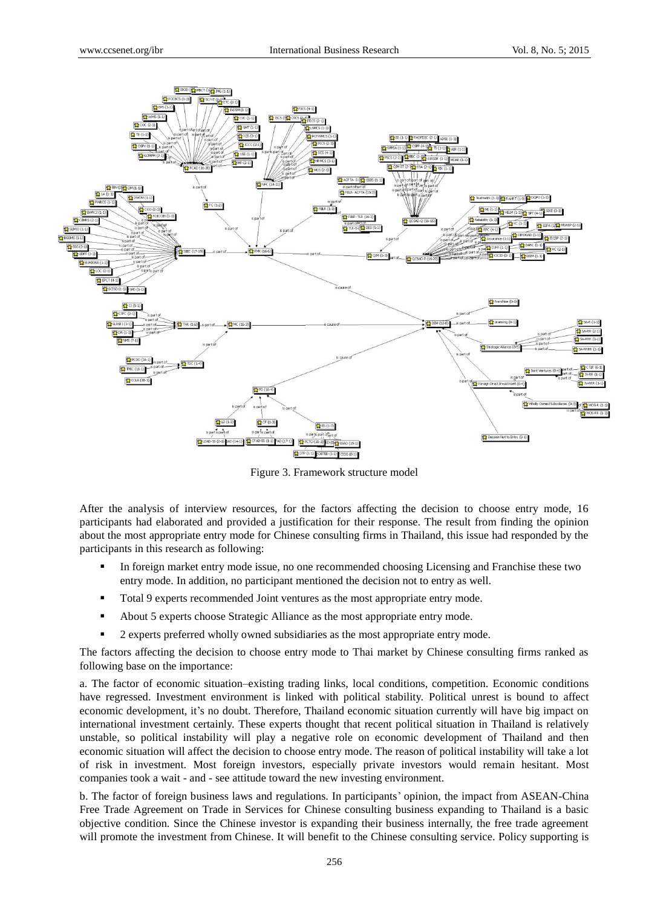Figure 3. Framework structure model

After the analysis of interview resources, for the factors affecting the decision to choose entry mode, 16 participants had elaborated and provided a justification for their response. The result from finding the opinion about the most appropriate entry mode for Chinese consulting firms in Thailand, this issue had responded by the participants in this research as following:

- In foreign market entry mode issue, no one recommended choosing Licensing and Franchise these two entry mode. In addition, no participant mentioned the decision not to entry as well.
- Total 9 experts recommended Joint ventures as the most appropriate entry mode.
- About 5 experts choose Strategic Alliance as the most appropriate entry mode.
- 2 experts preferred wholly owned subsidiaries as the most appropriate entry mode.

The factors affecting the decision to choose entry mode to Thai market by Chinese consulting firms ranked as following base on the importance:

a. The factor of economic situation–existing trading links, local conditions, competition. Economic conditions have regressed. Investment environment is linked with political stability. Political unrest is bound to affect economic development, it's no doubt. Therefore, Thailand economic situation currently will have big impact on international investment certainly. These experts thought that recent political situation in Thailand is relatively unstable, so political instability will play a negative role on economic development of Thailand and then economic situation will affect the decision to choose entry mode. The reason of political instability will take a lot of risk in investment. Most foreign investors, especially private investors would remain hesitant. Most companies took a wait - and - see attitude toward the new investing environment.

b. The factor of foreign business laws and regulations. In participants' opinion, the impact from ASEAN-China Free Trade Agreement on Trade in Services for Chinese consulting business expanding to Thailand is a basic objective condition. Since the Chinese investor is expanding their business internally, the free trade agreement will promote the investment from Chinese. It will benefit to the Chinese consulting service. Policy supporting is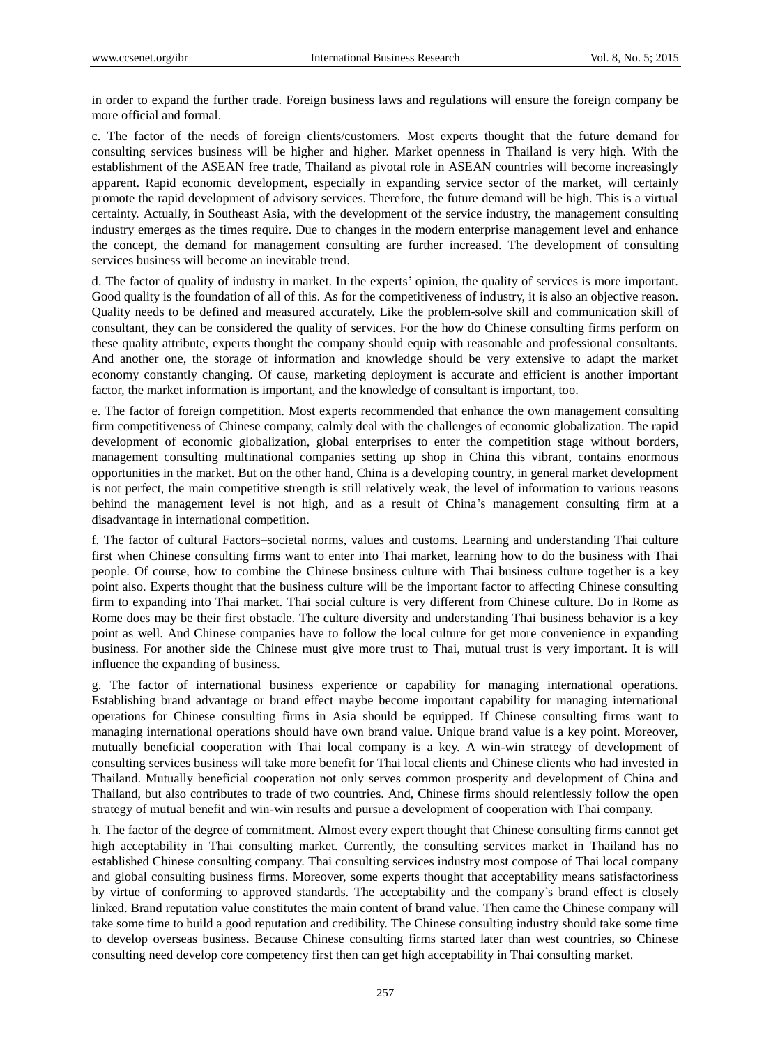in order to expand the further trade. Foreign business laws and regulations will ensure the foreign company be more official and formal.

c. The factor of the needs of foreign clients/customers. Most experts thought that the future demand for consulting services business will be higher and higher. Market openness in Thailand is very high. With the establishment of the ASEAN free trade, Thailand as pivotal role in ASEAN countries will become increasingly apparent. Rapid economic development, especially in expanding service sector of the market, will certainly promote the rapid development of advisory services. Therefore, the future demand will be high. This is a virtual certainty. Actually, in Southeast Asia, with the development of the service industry, the management consulting industry emerges as the times require. Due to changes in the modern enterprise management level and enhance the concept, the demand for management consulting are further increased. The development of consulting services business will become an inevitable trend.

d. The factor of quality of industry in market. In the experts' opinion, the quality of services is more important. Good quality is the foundation of all of this. As for the competitiveness of industry, it is also an objective reason. Quality needs to be defined and measured accurately. Like the problem-solve skill and communication skill of consultant, they can be considered the quality of services. For the how do Chinese consulting firms perform on these quality attribute, experts thought the company should equip with reasonable and professional consultants. And another one, the storage of information and knowledge should be very extensive to adapt the market economy constantly changing. Of cause, marketing deployment is accurate and efficient is another important factor, the market information is important, and the knowledge of consultant is important, too.

e. The factor of foreign competition. Most experts recommended that enhance the own management consulting firm competitiveness of Chinese company, calmly deal with the challenges of economic globalization. The rapid development of economic globalization, global enterprises to enter the competition stage without borders, management consulting multinational companies setting up shop in China this vibrant, contains enormous opportunities in the market. But on the other hand, China is a developing country, in general market development is not perfect, the main competitive strength is still relatively weak, the level of information to various reasons behind the management level is not high, and as a result of China's management consulting firm at a disadvantage in international competition.

f. The factor of cultural Factors–societal norms, values and customs. Learning and understanding Thai culture first when Chinese consulting firms want to enter into Thai market, learning how to do the business with Thai people. Of course, how to combine the Chinese business culture with Thai business culture together is a key point also. Experts thought that the business culture will be the important factor to affecting Chinese consulting firm to expanding into Thai market. Thai social culture is very different from Chinese culture. Do in Rome as Rome does may be their first obstacle. The culture diversity and understanding Thai business behavior is a key point as well. And Chinese companies have to follow the local culture for get more convenience in expanding business. For another side the Chinese must give more trust to Thai, mutual trust is very important. It is will influence the expanding of business.

g. The factor of international business experience or capability for managing international operations. Establishing brand advantage or brand effect maybe become important capability for managing international operations for Chinese consulting firms in Asia should be equipped. If Chinese consulting firms want to managing international operations should have own brand value. Unique brand value is a key point. Moreover, mutually beneficial cooperation with Thai local company is a key. A win-win strategy of development of consulting services business will take more benefit for Thai local clients and Chinese clients who had invested in Thailand. Mutually beneficial cooperation not only serves common prosperity and development of China and Thailand, but also contributes to trade of two countries. And, Chinese firms should relentlessly follow the open strategy of mutual benefit and win-win results and pursue a development of cooperation with Thai company.

h. The factor of the degree of commitment. Almost every expert thought that Chinese consulting firms cannot get high acceptability in Thai consulting market. Currently, the consulting services market in Thailand has no established Chinese consulting company. Thai consulting services industry most compose of Thai local company and global consulting business firms. Moreover, some experts thought that acceptability means satisfactoriness by virtue of conforming to approved standards. The acceptability and the company's brand effect is closely linked. Brand reputation value constitutes the main content of brand value. Then came the Chinese company will take some time to build a good reputation and credibility. The Chinese consulting industry should take some time to develop overseas business. Because Chinese consulting firms started later than west countries, so Chinese consulting need develop core competency first then can get high acceptability in Thai consulting market.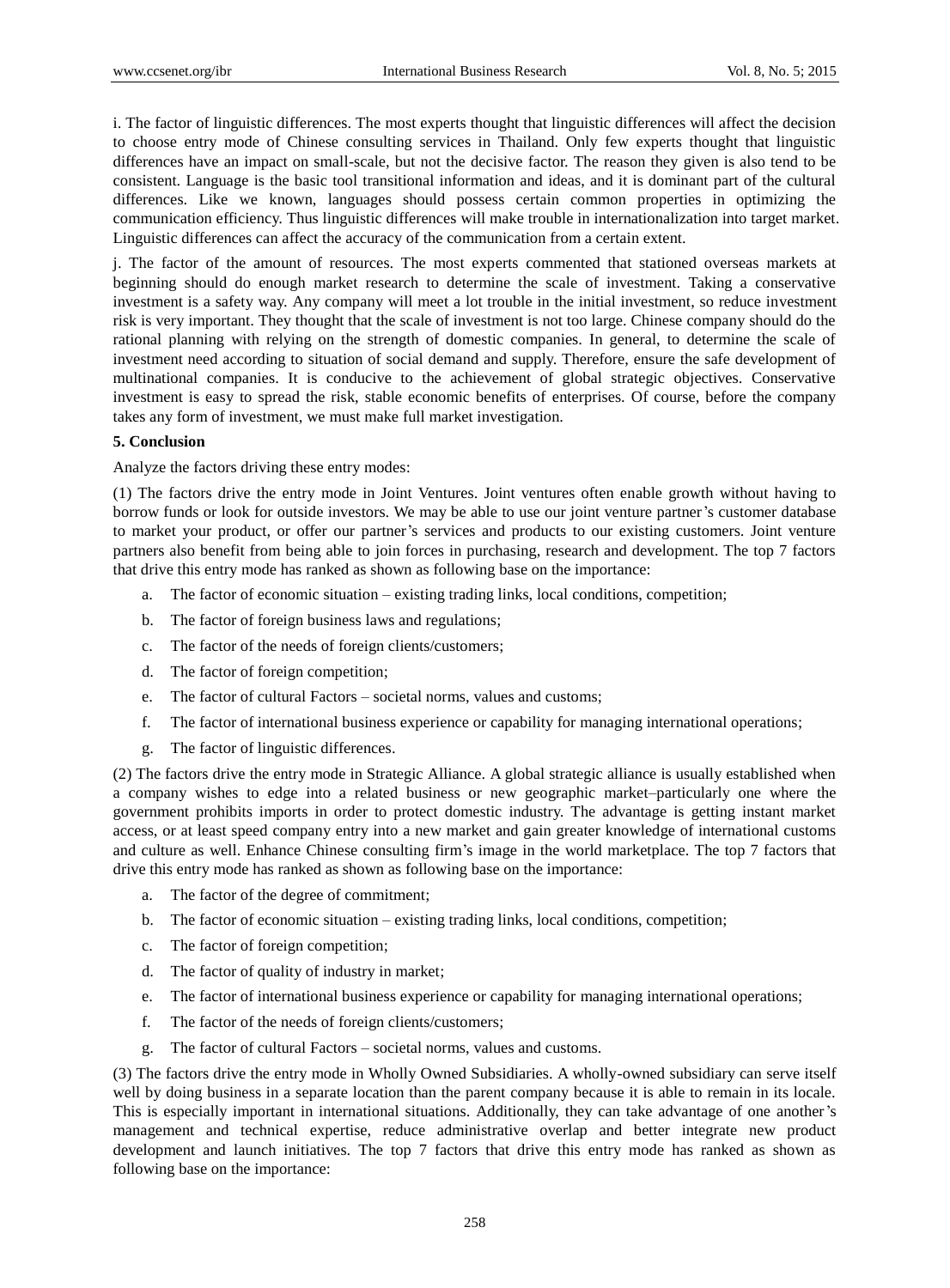i. The factor of linguistic differences. The most experts thought that linguistic differences will affect the decision to choose entry mode of Chinese consulting services in Thailand. Only few experts thought that linguistic differences have an impact on small-scale, but not the decisive factor. The reason they given is also tend to be consistent. Language is the basic tool transitional information and ideas, and it is dominant part of the cultural differences. Like we known, languages should possess certain common properties in optimizing the communication efficiency. Thus linguistic differences will make trouble in internationalization into target market. Linguistic differences can affect the accuracy of the communication from a certain extent.

j. The factor of the amount of resources. The most experts commented that stationed overseas markets at beginning should do enough market research to determine the scale of investment. Taking a conservative investment is a safety way. Any company will meet a lot trouble in the initial investment, so reduce investment risk is very important. They thought that the scale of investment is not too large. Chinese company should do the rational planning with relying on the strength of domestic companies. In general, to determine the scale of investment need according to situation of social demand and supply. Therefore, ensure the safe development of multinational companies. It is conducive to the achievement of global strategic objectives. Conservative investment is easy to spread the risk, stable economic benefits of enterprises. Of course, before the company takes any form of investment, we must make full market investigation.

## 5. Conclusion

Analyze the factors driving these entry modes:

(1) The factors drive the entry mode in Joint Ventures. Joint ventures often enable growth without having to borrow funds or look for outside investors. We may be able to use our joint venture partner's customer database to market your product, or offer our partner's services and products to our existing customers. Joint venture partners also benefit from being able to join forces in purchasing, research and development. The top 7 factors that drive this entry mode has ranked as shown as following base on the importance:

a. The factor of economic situation – existing trading links, local conditions, competition;

b. The factor of foreign business laws and regulations;

c. The factor of the needs of foreign clients/customers;

d. The factor of foreign competition;

e. The factor of cultural Factors – societal norms, values and customs;

f. The factor of international business experience or capability for managing international operations;

g. The factor of linguistic differences.

(2) The factors drive the entry mode in Strategic Alliance. A global strategic alliance is usually established when a company wishes to edge into a related business or new geographic market–particularly one where the government prohibits imports in order to protect domestic industry. The advantage is getting instant market access, or at least speed company entry into a new market and gain greater knowledge of international customs and culture as well. Enhance Chinese consulting firm's image in the world marketplace. The top 7 factors that drive this entry mode has ranked as shown as following base on the importance:

a. The factor of the degree of commitment;

b. The factor of economic situation – existing trading links, local conditions, competition;

c. The factor of foreign competition;

d. The factor of quality of industry in market;

e. The factor of international business experience or capability for managing international operations;

f. The factor of the needs of foreign clients/customers;

g. The factor of cultural Factors – societal norms, values and customs.

(3) The factors drive the entry mode in Wholly Owned Subsidiaries. A wholly-owned subsidiary can serve itself well by doing business in a separate location than the parent company because it is able to remain in its locale. This is especially important in international situations. Additionally, they can take advantage of one another's management and technical expertise, reduce administrative overlap and better integrate new product development and launch initiatives. The top 7 factors that drive this entry mode has ranked as shown as following base on the importance: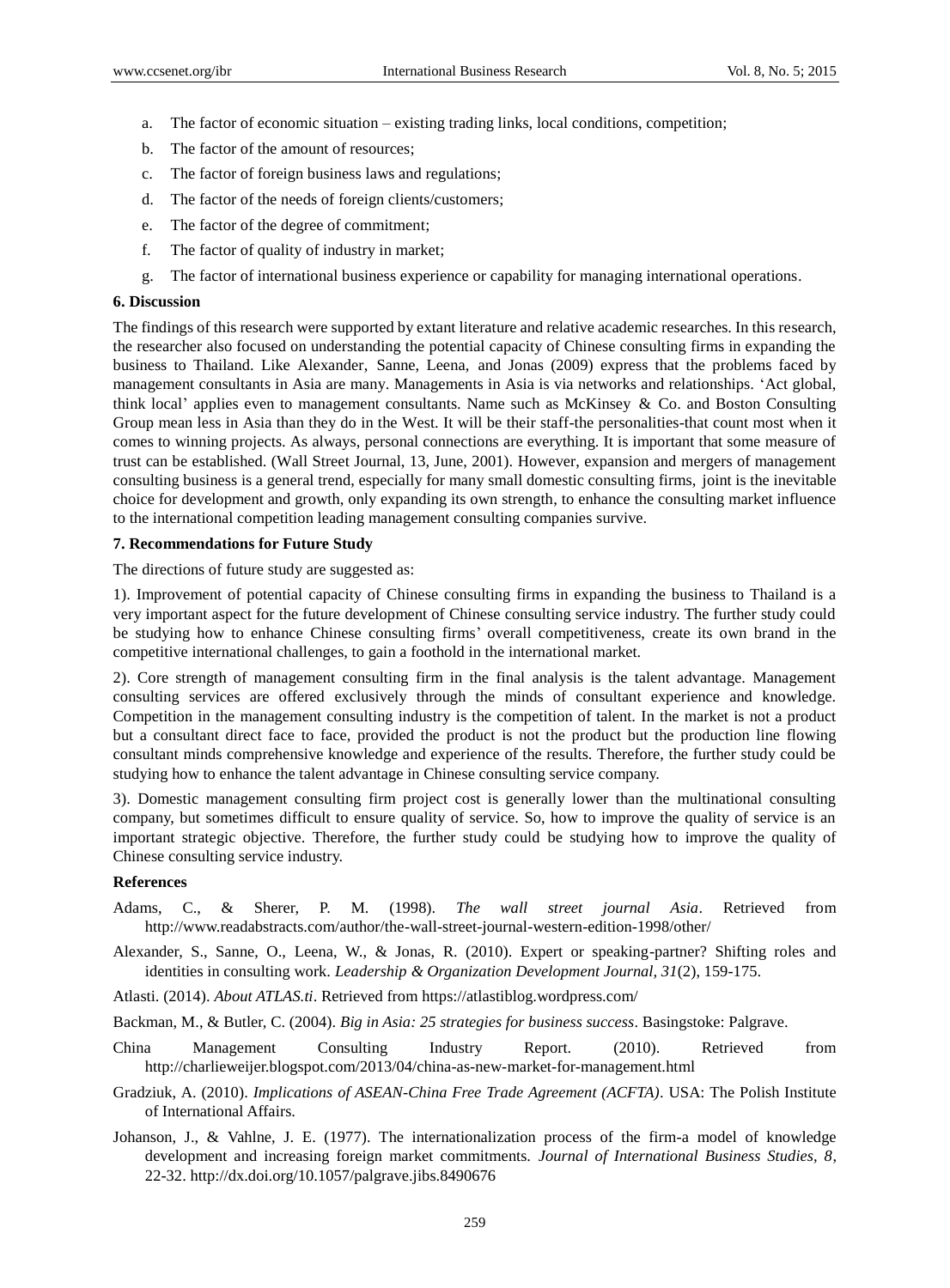a. The factor of economic situation – existing trading links, local conditions, competition;

b. The factor of the amount of resources;

c. The factor of foreign business laws and regulations;

d. The factor of the needs of foreign clients/customers;

e. The factor of the degree of commitment;

f. The factor of quality of industry in market;

g. The factor of international business experience or capability for managing international operations.

**6. Discussion**

The findings of this research were supported by extant literature and relative academic researches. In this research, the researcher also focused on understanding the potential capacity of Chinese consulting firms in expanding the business to Thailand. Like Alexander, Sanne, Leena, and Jonas (2009) express that the problems faced by management consultants in Asia are many. Managements in Asia is via networks and relationships. 'Act global, think local' applies even to management consultants. Name such as McKinsey & Co. and Boston Consulting Group mean less in Asia than they do in the West. It will be their staff-the personalities-that count most when it comes to winning projects. As always, personal connections are everything. It is important that some measure of trust can be established. (Wall Street Journal, 13, June, 2001). However, expansion and mergers of management consulting business is a general trend, especially for many small domestic consulting firms, joint is the inevitable choice for development and growth, only expanding its own strength, to enhance the consulting market influence to the international competition leading management consulting companies survive.

**7. Recommendations for Future Study**

The directions of future study are suggested as:

1). Improvement of potential capacity of Chinese consulting firms in expanding the business to Thailand is a very important aspect for the future development of Chinese consulting service industry. The further study could be studying how to enhance Chinese consulting firms' overall competitiveness, create its own brand in the competitive international challenges, to gain a foothold in the international market.

2). Core strength of management consulting firm in the final analysis is the talent advantage. Management consulting services are offered exclusively through the minds of consultant experience and knowledge. Competition in the management consulting industry is the competition of talent. In the market is not a product but a consultant direct face to face, provided the product is not the product but the production line flowing consultant minds comprehensive knowledge and experience of the results. Therefore, the further study could be studying how to enhance the talent advantage in Chinese consulting service company.

3). Domestic management consulting firm project cost is generally lower than the multinational consulting company, but sometimes difficult to ensure quality of service. So, how to improve the quality of service is an important strategic objective. Therefore, the further study could be studying how to improve the quality of Chinese consulting service industry.

**References**

Adams, C., & Sherer, P. M. (1998). *The wall street journal Asia*. Retrieved from http://www.readabstracts.com/author/the-wall-street-journal-western-edition-1998/other/

Alexander, S., Sanne, O., Leena, W., & Jonas, R. (2010). Expert or speaking-partner? Shifting roles and identities in consulting work. *Leadership & Organization Development Journal, 31*(2), 159-175.

Atlasti. (2014). *About ATLAS.ti*. Retrieved from https://atlastiblog.wordpress.com/

Backman, M., & Butler, C. (2004). *Big in Asia: 25 strategies for business success*. Basingstoke: Palgrave.

China Management Consulting Industry Report. (2010). Retrieved from http://charlieweijer.blogspot.com/2013/04/china-as-new-market-for-management.html

Gradziuk, A. (2010). *Implications of ASEAN-China Free Trade Agreement (ACFTA)*. USA: The Polish Institute of International Affairs.

Johanson, J., & Vahlne, J. E. (1977). The internationalization process of the firm-a model of knowledge development and increasing foreign market commitments. *Journal of International Business Studies, 8*, 22-32. http://dx.doi.org/10.1057/palgrave.jibs.8490676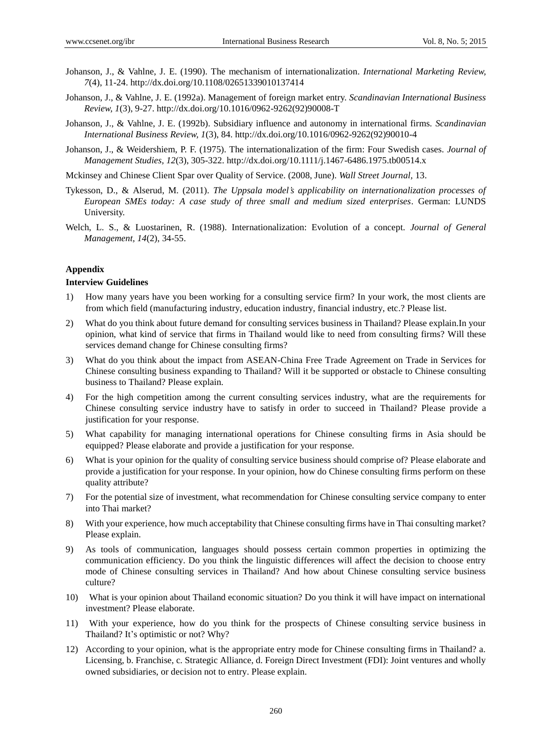Johanson, J., & Vahlne, J. E. (1990). The mechanism of internationalization. *International Marketing Review, 7*(4), 11-24. http://dx.doi.org/10.1108/02651339010137414

Johanson, J., & Vahlne, J. E. (1992a). Management of foreign market entry. *Scandinavian International Business Review, 1*(3), 9-27. http://dx.doi.org/10.1016/0962-9262(92)90008-T

Johanson, J., & Vahlne, J. E. (1992b). Subsidiary influence and autonomy in international firms. *Scandinavian International Business Review, 1*(3), 84. http://dx.doi.org/10.1016/0962-9262(92)90010-4

Johanson, J., & Weidershiem, P. F. (1975). The internationalization of the firm: Four Swedish cases. *Journal of Management Studies, 12*(3), 305-322. http://dx.doi.org/10.1111/j.1467-6486.1975.tb00514.x

Mckinsey and Chinese Client Spar over Quality of Service. (2008, June). *Wall Street Journal,* 13.

Tykesson, D., & Alserud, M. (2011). *The Uppsala model's applicability on internationalization processes of European SMEs today: A case study of three small and medium sized enterprises*. German: LUNDS University.

Welch, L. S., & Luostarinen, R. (1988). Internationalization: Evolution of a concept. *Journal of General Management, 14*(2), 34-55.

**Appendix**

**Interview Guidelines**

1) How many years have you been working for a consulting service firm? In your work, the most clients are from which field (manufacturing industry, education industry, financial industry, etc.? Please list.

2) What do you think about future demand for consulting services business in Thailand? Please explain.In your opinion, what kind of service that firms in Thailand would like to need from consulting firms? Will these services demand change for Chinese consulting firms?

3) What do you think about the impact from ASEAN-China Free Trade Agreement on Trade in Services for Chinese consulting business expanding to Thailand? Will it be supported or obstacle to Chinese consulting business to Thailand? Please explain.

4) For the high competition among the current consulting services industry, what are the requirements for Chinese consulting service industry have to satisfy in order to succeed in Thailand? Please provide a justification for your response.

5) What capability for managing international operations for Chinese consulting firms in Asia should be equipped? Please elaborate and provide a justification for your response.

6) What is your opinion for the quality of consulting service business should comprise of? Please elaborate and provide a justification for your response. In your opinion, how do Chinese consulting firms perform on these quality attribute?

7) For the potential size of investment, what recommendation for Chinese consulting service company to enter into Thai market?

8) With your experience, how much acceptability that Chinese consulting firms have in Thai consulting market? Please explain.

9) As tools of communication, languages should possess certain common properties in optimizing the communication efficiency. Do you think the linguistic differences will affect the decision to choose entry mode of Chinese consulting services in Thailand? And how about Chinese consulting service business culture?

10) What is your opinion about Thailand economic situation? Do you think it will have impact on international investment? Please elaborate.

11) With your experience, how do you think for the prospects of Chinese consulting service business in Thailand? It's optimistic or not? Why?

12) According to your opinion, what is the appropriate entry mode for Chinese consulting firms in Thailand? a. Licensing, b. Franchise, c. Strategic Alliance, d. Foreign Direct Investment (FDI): Joint ventures and wholly owned subsidiaries, or decision not to entry. Please explain.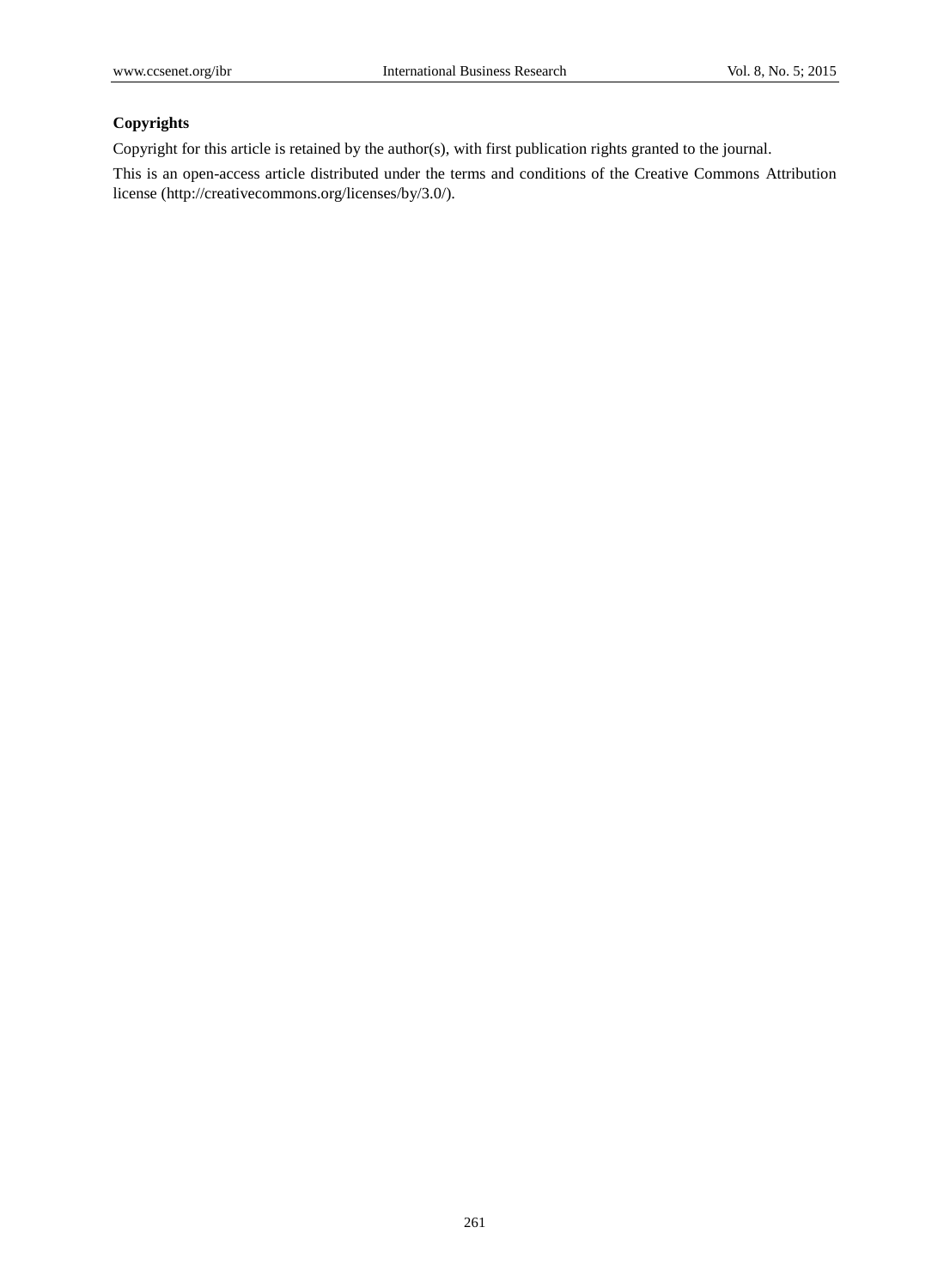**Copyrights**

Copyright for this article is retained by the author(s), with first publication rights granted to the journal.

This is an open-access article distributed under the terms and conditions of the Creative Commons Attribution license (http://creativecommons.org/licenses/by/3.0/).